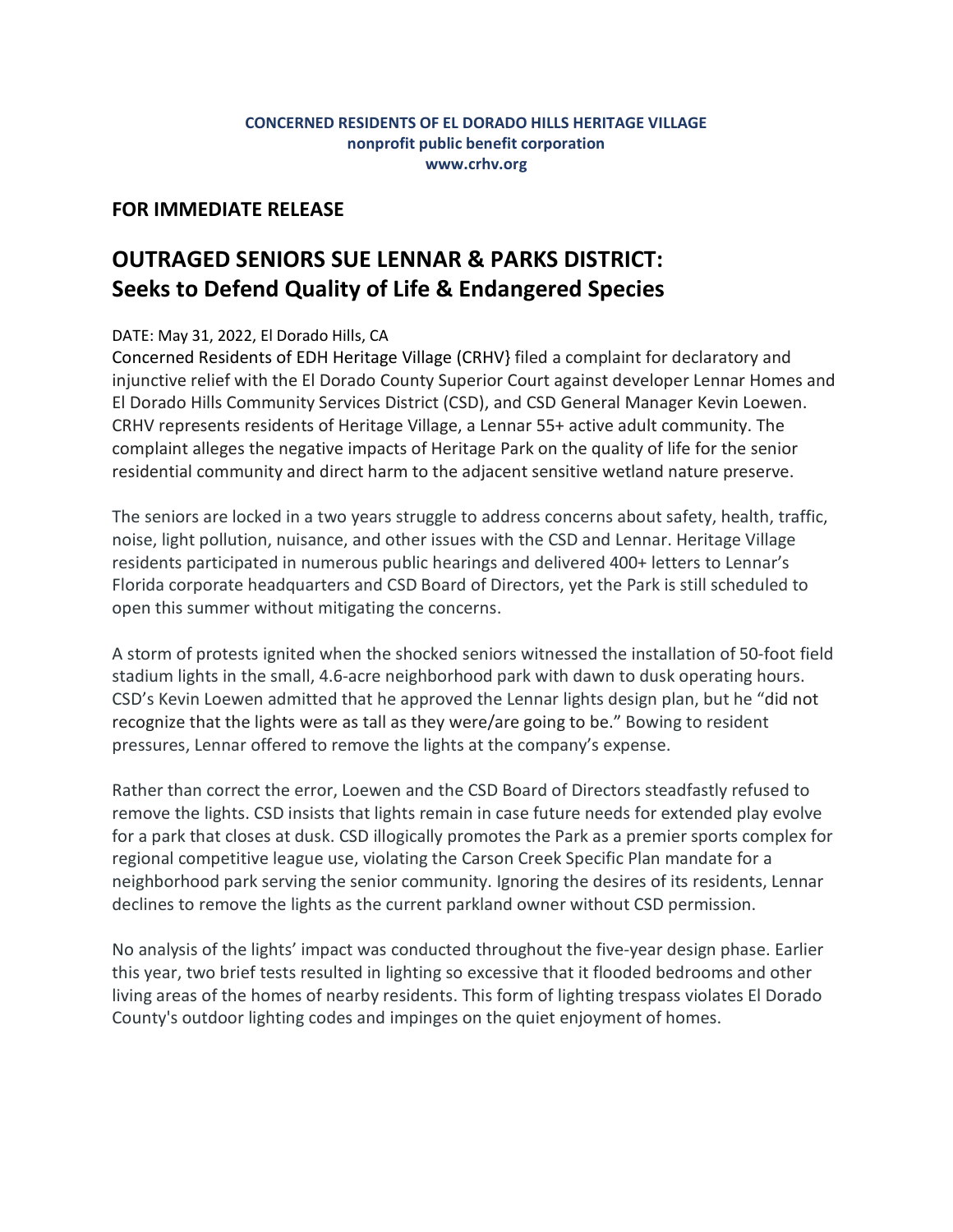**CONCERNED RESIDENTS OF EL DORADO HILLS HERITAGE VILLAGE**
**nonprofit public benefit corporation**
**www.crhv.org**

## FOR IMMEDIATE RELEASE

# OUTRAGED SENIORS SUE LENNAR & PARKS DISTRICT: Seeks to Defend Quality of Life & Endangered Species

DATE: May 31, 2022, El Dorado Hills, CA

Concerned Residents of EDH Heritage Village (CRHV} filed a complaint for declaratory and injunctive relief with the El Dorado County Superior Court against developer Lennar Homes and El Dorado Hills Community Services District (CSD), and CSD General Manager Kevin Loewen. CRHV represents residents of Heritage Village, a Lennar 55+ active adult community. The complaint alleges the negative impacts of Heritage Park on the quality of life for the senior residential community and direct harm to the adjacent sensitive wetland nature preserve.

The seniors are locked in a two years struggle to address concerns about safety, health, traffic, noise, light pollution, nuisance, and other issues with the CSD and Lennar. Heritage Village residents participated in numerous public hearings and delivered 400+ letters to Lennar's Florida corporate headquarters and CSD Board of Directors, yet the Park is still scheduled to open this summer without mitigating the concerns.

A storm of protests ignited when the shocked seniors witnessed the installation of 50-foot field stadium lights in the small, 4.6-acre neighborhood park with dawn to dusk operating hours. CSD's Kevin Loewen admitted that he approved the Lennar lights design plan, but he "did not recognize that the lights were as tall as they were/are going to be." Bowing to resident pressures, Lennar offered to remove the lights at the company's expense.

Rather than correct the error, Loewen and the CSD Board of Directors steadfastly refused to remove the lights. CSD insists that lights remain in case future needs for extended play evolve for a park that closes at dusk. CSD illogically promotes the Park as a premier sports complex for regional competitive league use, violating the Carson Creek Specific Plan mandate for a neighborhood park serving the senior community. Ignoring the desires of its residents, Lennar declines to remove the lights as the current parkland owner without CSD permission.

No analysis of the lights' impact was conducted throughout the five-year design phase. Earlier this year, two brief tests resulted in lighting so excessive that it flooded bedrooms and other living areas of the homes of nearby residents. This form of lighting trespass violates El Dorado County's outdoor lighting codes and impinges on the quiet enjoyment of homes.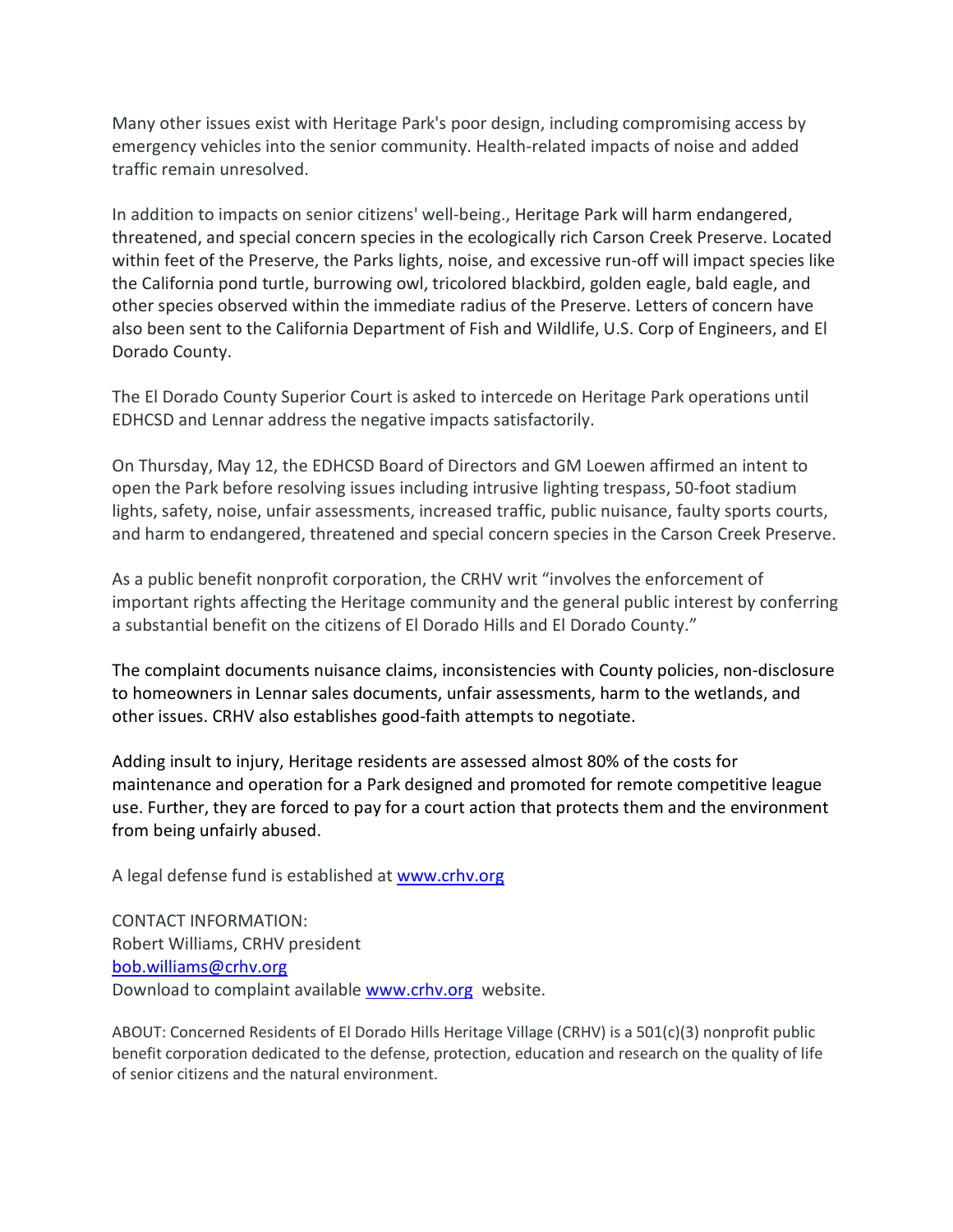Many other issues exist with Heritage Park's poor design, including compromising access by emergency vehicles into the senior community. Health-related impacts of noise and added traffic remain unresolved.

In addition to impacts on senior citizens' well-being., Heritage Park will harm endangered, threatened, and special concern species in the ecologically rich Carson Creek Preserve. Located within feet of the Preserve, the Parks lights, noise, and excessive run-off will impact species like the California pond turtle, burrowing owl, tricolored blackbird, golden eagle, bald eagle, and other species observed within the immediate radius of the Preserve. Letters of concern have also been sent to the California Department of Fish and Wildlife, U.S. Corp of Engineers, and El Dorado County.

The El Dorado County Superior Court is asked to intercede on Heritage Park operations until EDHCSD and Lennar address the negative impacts satisfactorily.

On Thursday, May 12, the EDHCSD Board of Directors and GM Loewen affirmed an intent to open the Park before resolving issues including intrusive lighting trespass, 50-foot stadium lights, safety, noise, unfair assessments, increased traffic, public nuisance, faulty sports courts, and harm to endangered, threatened and special concern species in the Carson Creek Preserve.

As a public benefit nonprofit corporation, the CRHV writ "involves the enforcement of important rights affecting the Heritage community and the general public interest by conferring a substantial benefit on the citizens of El Dorado Hills and El Dorado County."

The complaint documents nuisance claims, inconsistencies with County policies, non-disclosure to homeowners in Lennar sales documents, unfair assessments, harm to the wetlands, and other issues. CRHV also establishes good-faith attempts to negotiate.

Adding insult to injury, Heritage residents are assessed almost 80% of the costs for maintenance and operation for a Park designed and promoted for remote competitive league use. Further, they are forced to pay for a court action that protects them and the environment from being unfairly abused.

A legal defense fund is established at [www.crhv.org](http://www.crhv.org)

CONTACT INFORMATION:
Robert Williams, CRHV president
[bob.williams@crhv.org](mailto:bob.williams@crhv.org)
Download to complaint available [www.crhv.org](http://www.crhv.org) website.

ABOUT: Concerned Residents of El Dorado Hills Heritage Village (CRHV) is a 501(c)(3) nonprofit public benefit corporation dedicated to the defense, protection, education and research on the quality of life of senior citizens and the natural environment.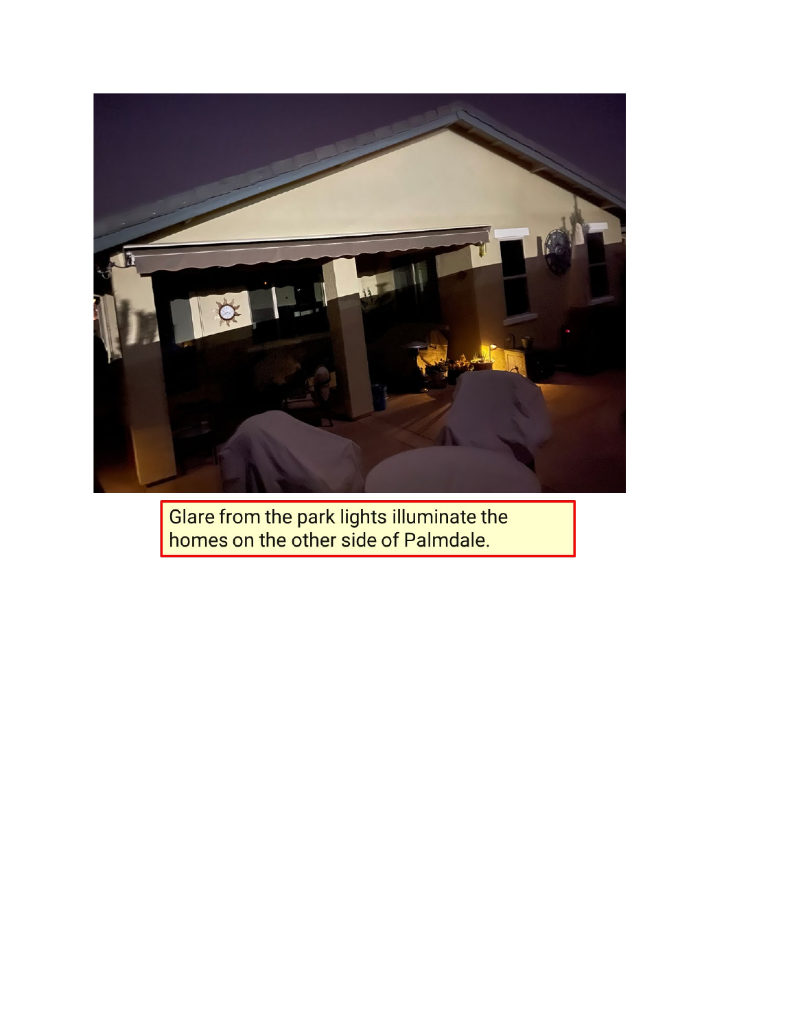Glare from the park lights illuminate the homes on the other side of Palmdale.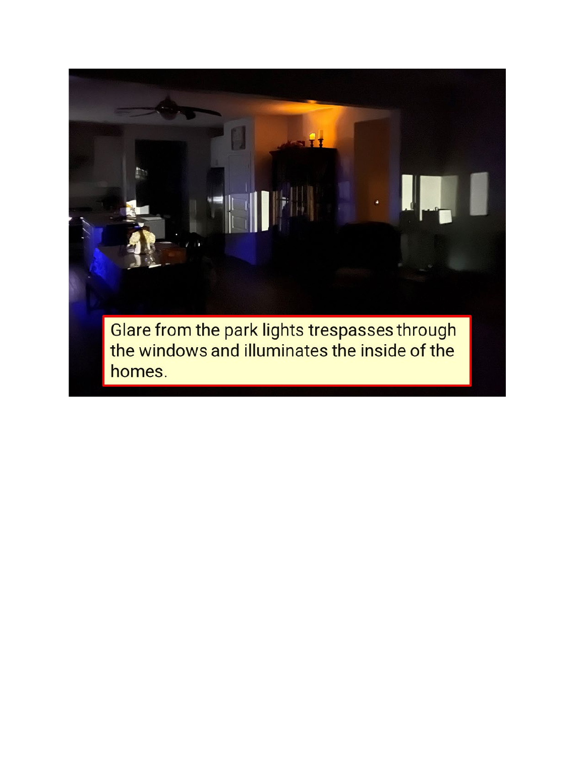Glare from the park lights trespasses through the windows and illuminates the inside of the homes.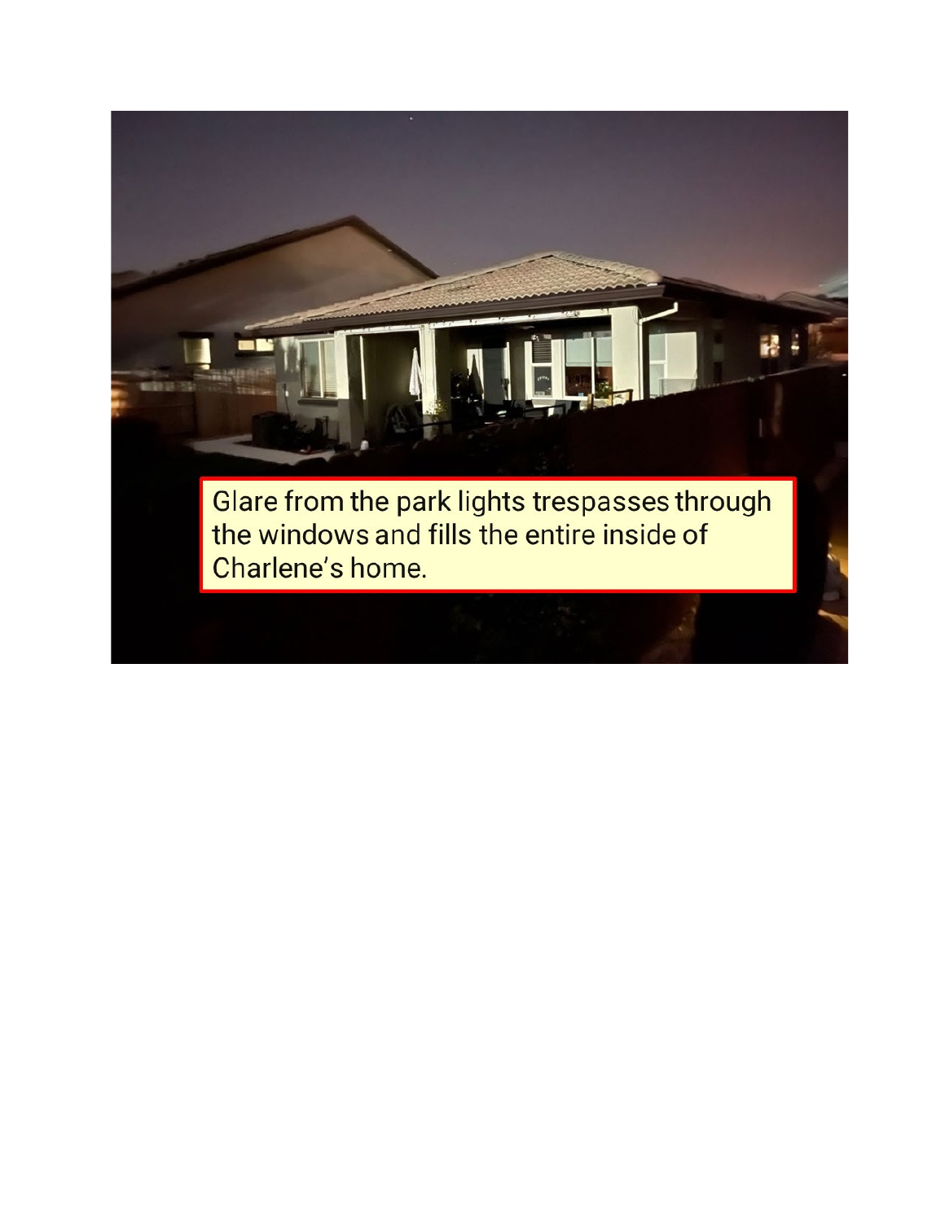Glare from the park lights trespasses through the windows and fills the entire inside of Charlene's home.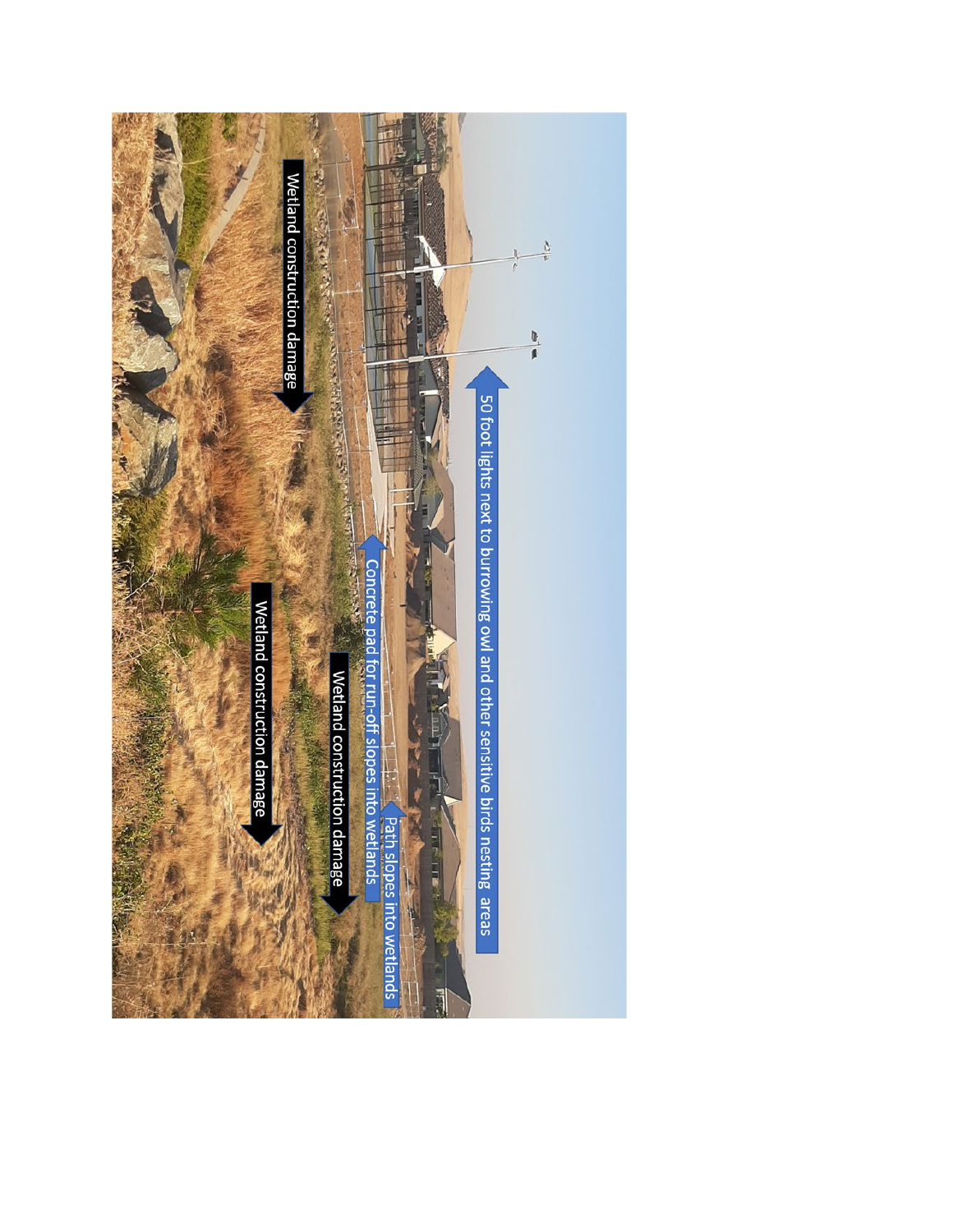50 foot lights next to burrowing owl and other sensitive birds nesting areas

Path slopes into wetlands

Concrete pad for run-off slopes into wetlands

Wetland construction damage

Wetland construction damage

Wetland construction damage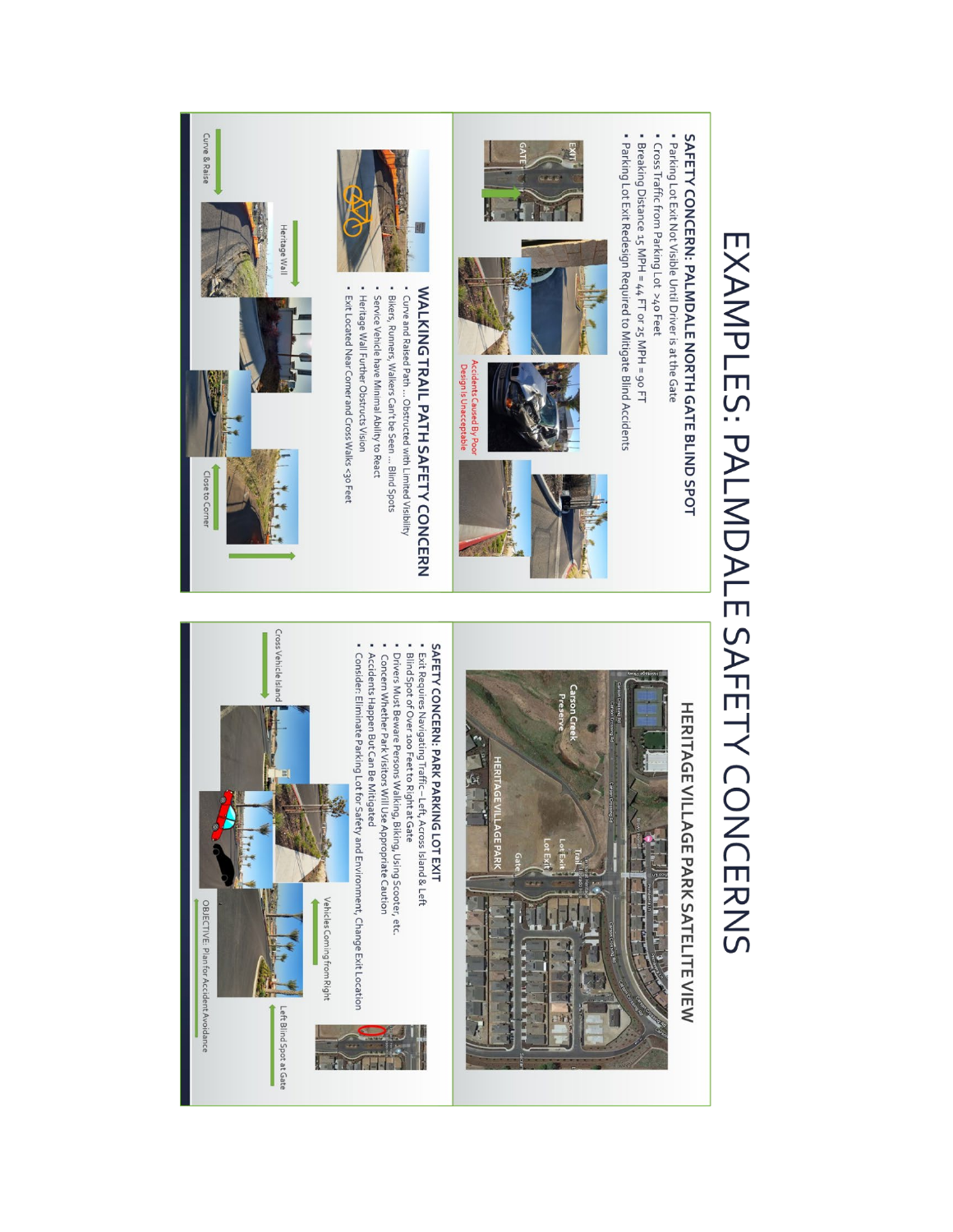# EXAMPLES: PALMDALE SAFETY CONCERNS

## SAFETY CONCERN: PALMDALE NORTH GATE BLIND SPOT

- Parking Lot Exit Not Visible Until Driver is at the Gate
- Cross Traffic from Parking Lot >40 Feet
- Breaking Distance 15 MPH = 44 FT or 25 MPH = 90 FT
- Parking Lot Exit Redesign Required to Mitigate Blind Accidents

EXIT

GATE

Accidents Caused By Poor Design is Unacceptable

## WALKING TRAIL PATH SAFETY CONCERN

- Curve and Raised Path … Obstructed with Limited Visibility
- Bikers, Runners, Walkers Can't be Seen … Blind Spots
- Service Vehicle have Minimal Ability to React
- Heritage Wall Further Obstructs Vision
- Exit Located Near Corner and Cross Walks <30 Feet

Curve & Raise

Heritage Wall

Close to Corner

## HERITAGE VILLAGE PARK SATELITE VIEW

Carson Creek Preserve

HERITAGE VILLAGE PARK

Trail

Lot Exit

Lot Exit

Gate

## SAFETY CONCERN: PARK PARKING LOT EXIT

- Exit Requires Navigating Traffic – Left, Across Island & Left
- Blind Spot of Over 100 Feet to Right at Gate
- Drivers Must Beware Persons Walking, Biking, Using Scooter, etc.
- Concern Whether Park Visitors Will Use Appropriate Caution
- Accidents Happen But Can Be Mitigated
- Consider: Eliminate Parking Lot for Safety and Environment, Change Exit Location

Cross Vehicle Island

Vehicles Coming from Right

Left Blind Spot at Gate

OBJECTIVE: Plan for Accident Avoidance